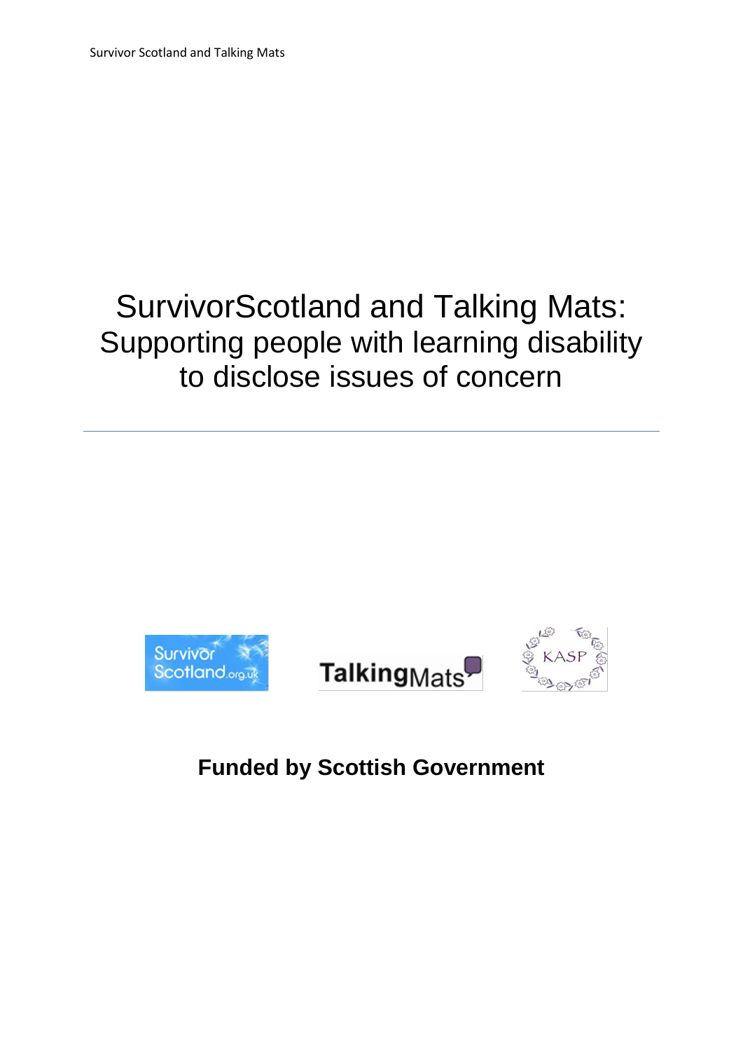# SurvivorScotland and Talking Mats: Supporting people with learning disability to disclose issues of concern

---

**Funded by Scottish Government**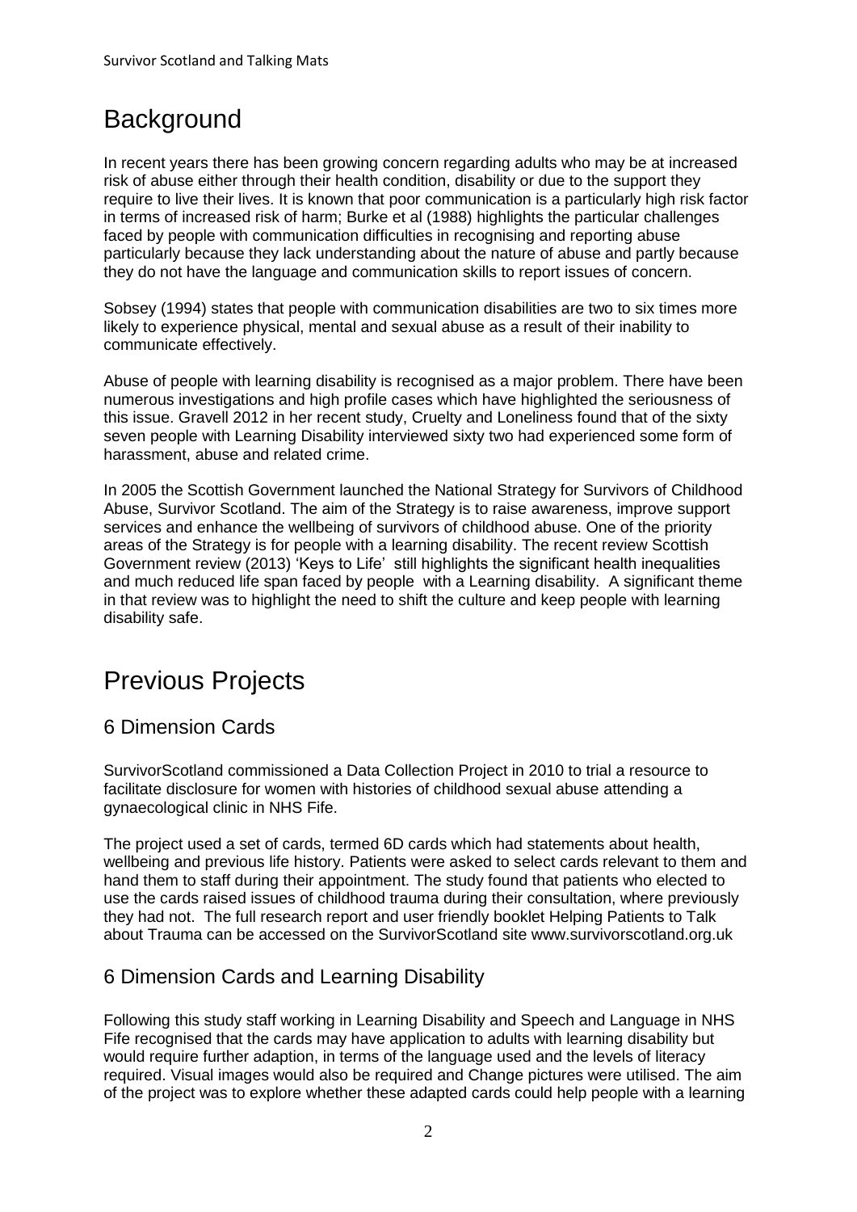# Background

In recent years there has been growing concern regarding adults who may be at increased risk of abuse either through their health condition, disability or due to the support they require to live their lives. It is known that poor communication is a particularly high risk factor in terms of increased risk of harm; Burke et al (1988) highlights the particular challenges faced by people with communication difficulties in recognising and reporting abuse particularly because they lack understanding about the nature of abuse and partly because they do not have the language and communication skills to report issues of concern.

Sobsey (1994) states that people with communication disabilities are two to six times more likely to experience physical, mental and sexual abuse as a result of their inability to communicate effectively.

Abuse of people with learning disability is recognised as a major problem. There have been numerous investigations and high profile cases which have highlighted the seriousness of this issue. Gravell 2012 in her recent study, Cruelty and Loneliness found that of the sixty seven people with Learning Disability interviewed sixty two had experienced some form of harassment, abuse and related crime.

In 2005 the Scottish Government launched the National Strategy for Survivors of Childhood Abuse, Survivor Scotland. The aim of the Strategy is to raise awareness, improve support services and enhance the wellbeing of survivors of childhood abuse. One of the priority areas of the Strategy is for people with a learning disability. The recent review Scottish Government review (2013) 'Keys to Life' still highlights the significant health inequalities and much reduced life span faced by people with a Learning disability. A significant theme in that review was to highlight the need to shift the culture and keep people with learning disability safe.

# Previous Projects

## 6 Dimension Cards

SurvivorScotland commissioned a Data Collection Project in 2010 to trial a resource to facilitate disclosure for women with histories of childhood sexual abuse attending a gynaecological clinic in NHS Fife.

The project used a set of cards, termed 6D cards which had statements about health, wellbeing and previous life history. Patients were asked to select cards relevant to them and hand them to staff during their appointment. The study found that patients who elected to use the cards raised issues of childhood trauma during their consultation, where previously they had not. The full research report and user friendly booklet Helping Patients to Talk about Trauma can be accessed on the SurvivorScotland site www.survivorscotland.org.uk

## 6 Dimension Cards and Learning Disability

Following this study staff working in Learning Disability and Speech and Language in NHS Fife recognised that the cards may have application to adults with learning disability but would require further adaption, in terms of the language used and the levels of literacy required. Visual images would also be required and Change pictures were utilised. The aim of the project was to explore whether these adapted cards could help people with a learning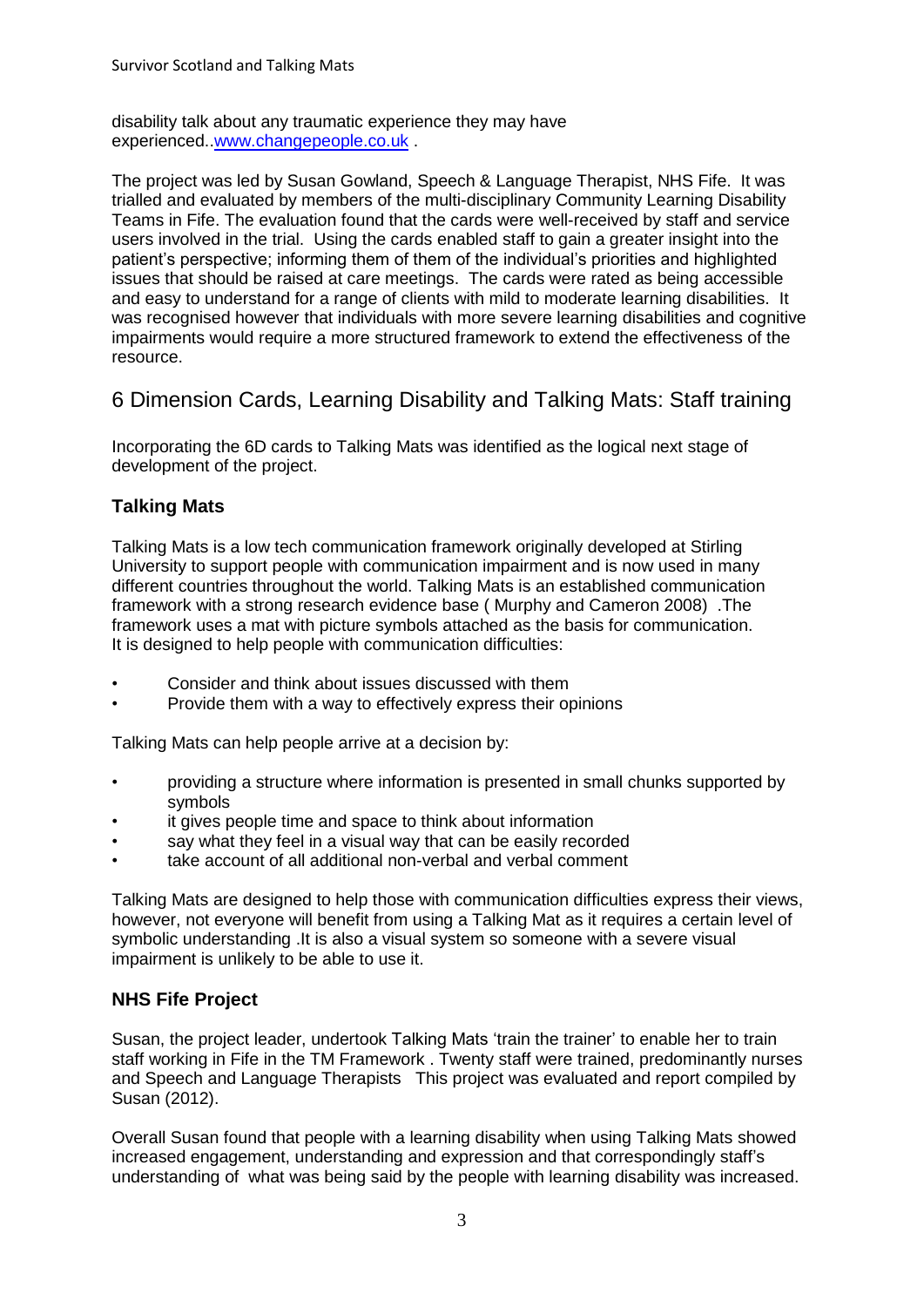disability talk about any traumatic experience they may have experienced..[www.changepeople.co.uk](www.changepeople.co.uk) .

The project was led by Susan Gowland, Speech & Language Therapist, NHS Fife. It was trialled and evaluated by members of the multi-disciplinary Community Learning Disability Teams in Fife. The evaluation found that the cards were well-received by staff and service users involved in the trial. Using the cards enabled staff to gain a greater insight into the patient's perspective; informing them of them of the individual's priorities and highlighted issues that should be raised at care meetings. The cards were rated as being accessible and easy to understand for a range of clients with mild to moderate learning disabilities. It was recognised however that individuals with more severe learning disabilities and cognitive impairments would require a more structured framework to extend the effectiveness of the resource.

## 6 Dimension Cards, Learning Disability and Talking Mats: Staff training

Incorporating the 6D cards to Talking Mats was identified as the logical next stage of development of the project.

### Talking Mats

Talking Mats is a low tech communication framework originally developed at Stirling University to support people with communication impairment and is now used in many different countries throughout the world. Talking Mats is an established communication framework with a strong research evidence base ( Murphy and Cameron 2008) .The framework uses a mat with picture symbols attached as the basis for communication. It is designed to help people with communication difficulties:

- Consider and think about issues discussed with them
- Provide them with a way to effectively express their opinions

Talking Mats can help people arrive at a decision by:

- providing a structure where information is presented in small chunks supported by symbols
- it gives people time and space to think about information
- say what they feel in a visual way that can be easily recorded
- take account of all additional non-verbal and verbal comment

Talking Mats are designed to help those with communication difficulties express their views, however, not everyone will benefit from using a Talking Mat as it requires a certain level of symbolic understanding .It is also a visual system so someone with a severe visual impairment is unlikely to be able to use it.

### NHS Fife Project

Susan, the project leader, undertook Talking Mats 'train the trainer' to enable her to train staff working in Fife in the TM Framework . Twenty staff were trained, predominantly nurses and Speech and Language Therapists This project was evaluated and report compiled by Susan (2012).

Overall Susan found that people with a learning disability when using Talking Mats showed increased engagement, understanding and expression and that correspondingly staff's understanding of what was being said by the people with learning disability was increased.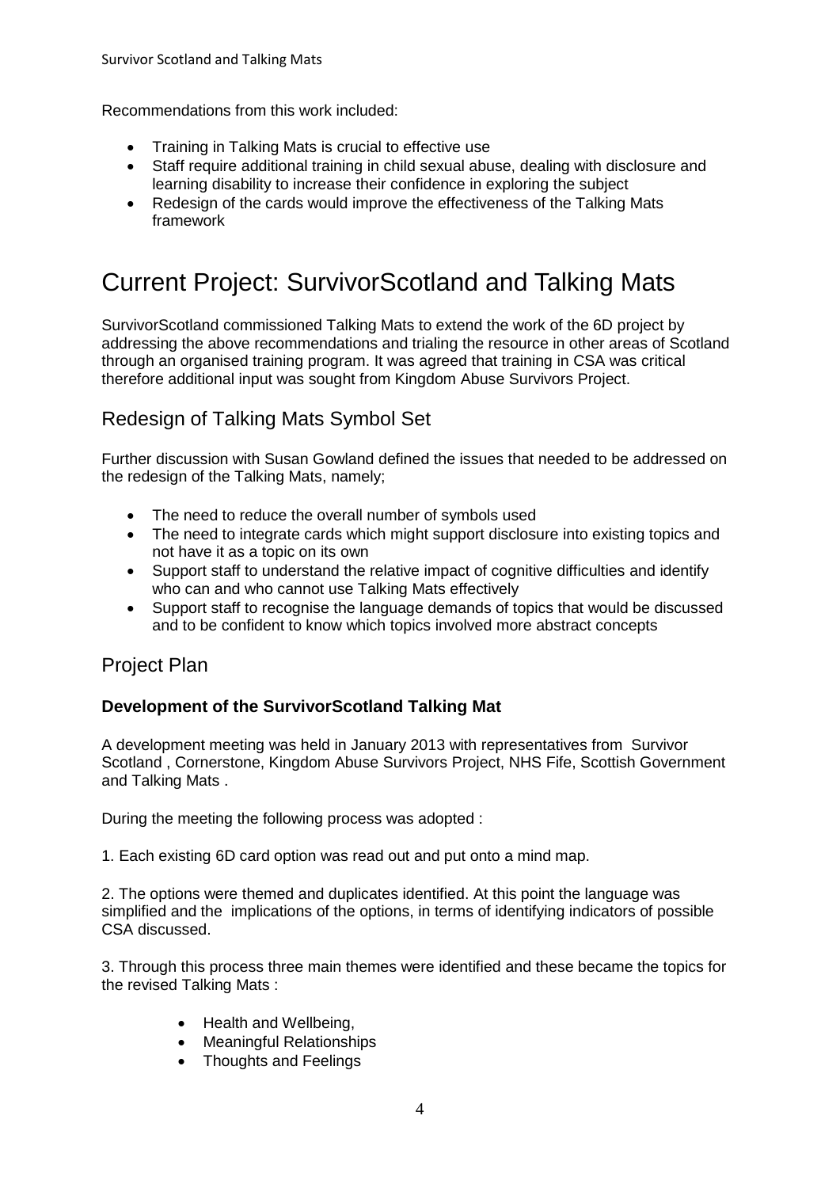Recommendations from this work included:

- Training in Talking Mats is crucial to effective use
- Staff require additional training in child sexual abuse, dealing with disclosure and learning disability to increase their confidence in exploring the subject
- Redesign of the cards would improve the effectiveness of the Talking Mats framework

# Current Project: SurvivorScotland and Talking Mats

SurvivorScotland commissioned Talking Mats to extend the work of the 6D project by addressing the above recommendations and trialing the resource in other areas of Scotland through an organised training program. It was agreed that training in CSA was critical therefore additional input was sought from Kingdom Abuse Survivors Project.

## Redesign of Talking Mats Symbol Set

Further discussion with Susan Gowland defined the issues that needed to be addressed on the redesign of the Talking Mats, namely;

- The need to reduce the overall number of symbols used
- The need to integrate cards which might support disclosure into existing topics and not have it as a topic on its own
- Support staff to understand the relative impact of cognitive difficulties and identify who can and who cannot use Talking Mats effectively
- Support staff to recognise the language demands of topics that would be discussed and to be confident to know which topics involved more abstract concepts

## Project Plan

### Development of the SurvivorScotland Talking Mat

A development meeting was held in January 2013 with representatives from Survivor Scotland , Cornerstone, Kingdom Abuse Survivors Project, NHS Fife, Scottish Government and Talking Mats .

During the meeting the following process was adopted :

1. Each existing 6D card option was read out and put onto a mind map.

2. The options were themed and duplicates identified. At this point the language was simplified and the implications of the options, in terms of identifying indicators of possible CSA discussed.

3. Through this process three main themes were identified and these became the topics for the revised Talking Mats :

- Health and Wellbeing,
- Meaningful Relationships
- Thoughts and Feelings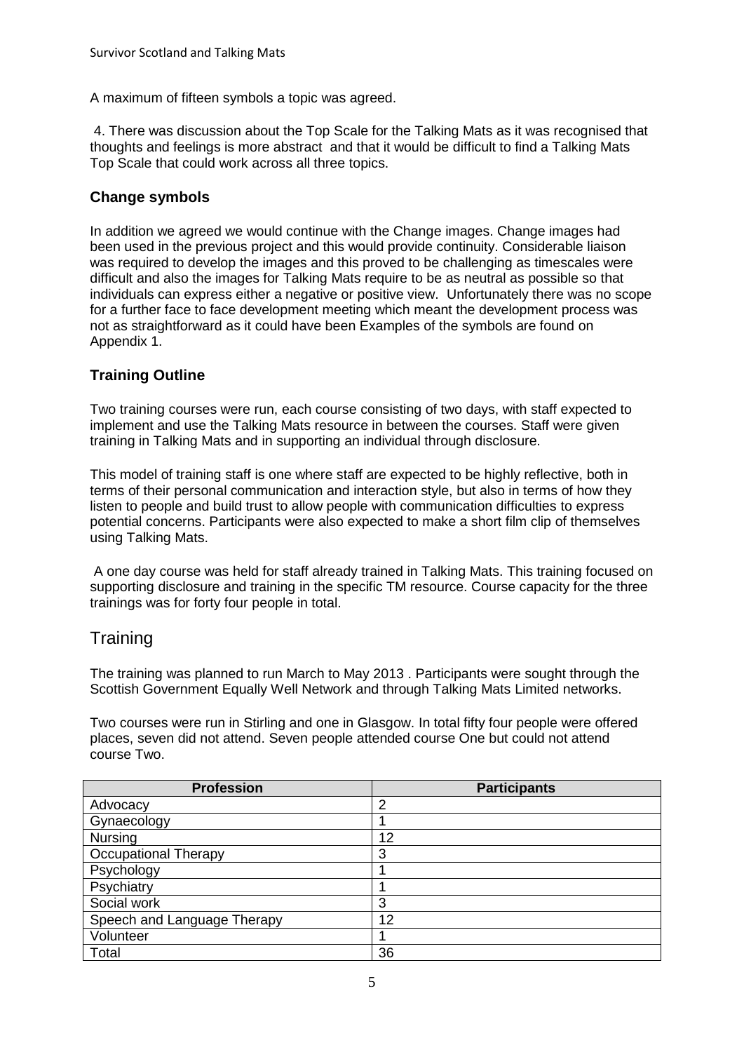A maximum of fifteen symbols a topic was agreed.

4. There was discussion about the Top Scale for the Talking Mats as it was recognised that thoughts and feelings is more abstract and that it would be difficult to find a Talking Mats Top Scale that could work across all three topics.

### Change symbols

In addition we agreed we would continue with the Change images. Change images had been used in the previous project and this would provide continuity. Considerable liaison was required to develop the images and this proved to be challenging as timescales were difficult and also the images for Talking Mats require to be as neutral as possible so that individuals can express either a negative or positive view. Unfortunately there was no scope for a further face to face development meeting which meant the development process was not as straightforward as it could have been Examples of the symbols are found on Appendix 1.

### Training Outline

Two training courses were run, each course consisting of two days, with staff expected to implement and use the Talking Mats resource in between the courses. Staff were given training in Talking Mats and in supporting an individual through disclosure.

This model of training staff is one where staff are expected to be highly reflective, both in terms of their personal communication and interaction style, but also in terms of how they listen to people and build trust to allow people with communication difficulties to express potential concerns. Participants were also expected to make a short film clip of themselves using Talking Mats.

A one day course was held for staff already trained in Talking Mats. This training focused on supporting disclosure and training in the specific TM resource. Course capacity for the three trainings was for forty four people in total.

## Training

The training was planned to run March to May 2013 . Participants were sought through the Scottish Government Equally Well Network and through Talking Mats Limited networks.

Two courses were run in Stirling and one in Glasgow. In total fifty four people were offered places, seven did not attend. Seven people attended course One but could not attend course Two.

| Profession | Participants |
|---|---|
| Advocacy | 2 |
| Gynaecology | 1 |
| Nursing | 12 |
| Occupational Therapy | 3 |
| Psychology | 1 |
| Psychiatry | 1 |
| Social work | 3 |
| Speech and Language Therapy | 12 |
| Volunteer | 1 |
| Total | 36 |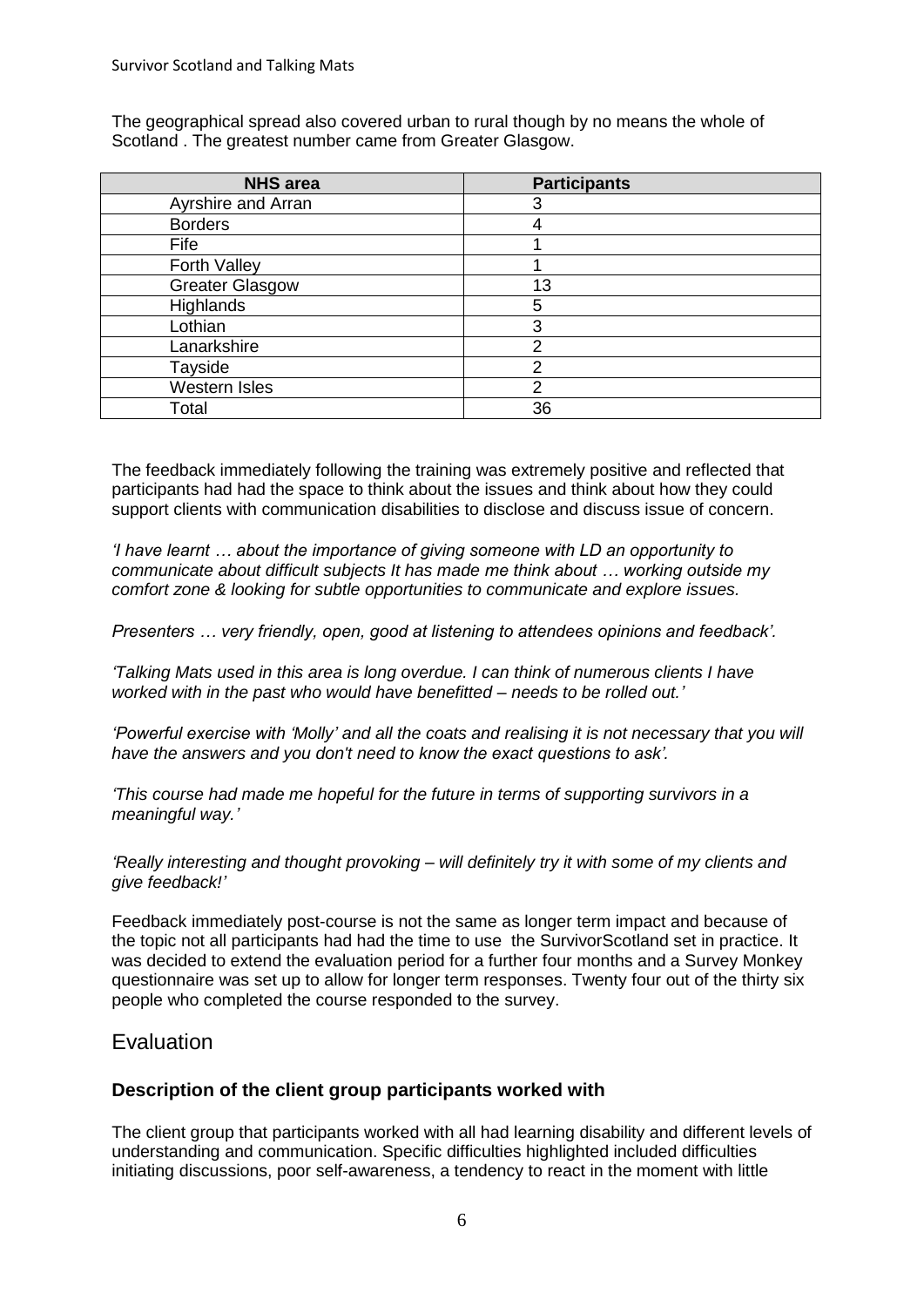The geographical spread also covered urban to rural though by no means the whole of Scotland . The greatest number came from Greater Glasgow.

| NHS area | Participants |
|---|---|
| Ayrshire and Arran | 3 |
| Borders | 4 |
| Fife | 1 |
| Forth Valley | 1 |
| Greater Glasgow | 13 |
| Highlands | 5 |
| Lothian | 3 |
| Lanarkshire | 2 |
| Tayside | 2 |
| Western Isles | 2 |
| Total | 36 |

The feedback immediately following the training was extremely positive and reflected that participants had had the space to think about the issues and think about how they could support clients with communication disabilities to disclose and discuss issue of concern.

*'I have learnt … about the importance of giving someone with LD an opportunity to communicate about difficult subjects It has made me think about … working outside my comfort zone & looking for subtle opportunities to communicate and explore issues.*

*Presenters … very friendly, open, good at listening to attendees opinions and feedback'.*

*'Talking Mats used in this area is long overdue. I can think of numerous clients I have worked with in the past who would have benefitted – needs to be rolled out.'*

*'Powerful exercise with 'Molly' and all the coats and realising it is not necessary that you will have the answers and you don't need to know the exact questions to ask'.*

*'This course had made me hopeful for the future in terms of supporting survivors in a meaningful way.'*

*'Really interesting and thought provoking – will definitely try it with some of my clients and give feedback!'*

Feedback immediately post-course is not the same as longer term impact and because of the topic not all participants had had the time to use the SurvivorScotland set in practice. It was decided to extend the evaluation period for a further four months and a Survey Monkey questionnaire was set up to allow for longer term responses. Twenty four out of the thirty six people who completed the course responded to the survey.

## Evaluation

### Description of the client group participants worked with

The client group that participants worked with all had learning disability and different levels of understanding and communication. Specific difficulties highlighted included difficulties initiating discussions, poor self-awareness, a tendency to react in the moment with little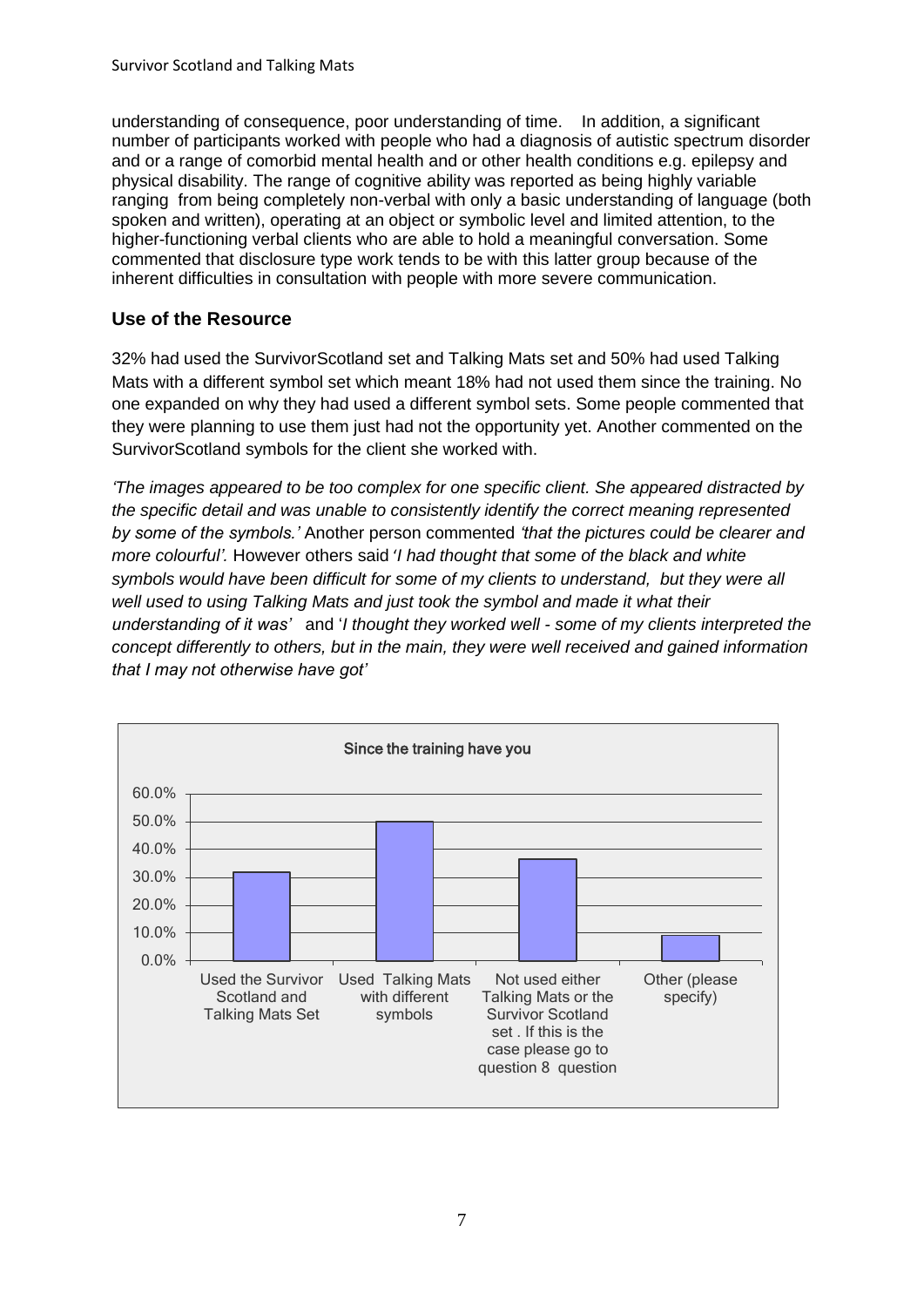understanding of consequence, poor understanding of time. In addition, a significant number of participants worked with people who had a diagnosis of autistic spectrum disorder and or a range of comorbid mental health and or other health conditions e.g. epilepsy and physical disability. The range of cognitive ability was reported as being highly variable ranging from being completely non-verbal with only a basic understanding of language (both spoken and written), operating at an object or symbolic level and limited attention, to the higher-functioning verbal clients who are able to hold a meaningful conversation. Some commented that disclosure type work tends to be with this latter group because of the inherent difficulties in consultation with people with more severe communication.

## Use of the Resource

32% had used the SurvivorScotland set and Talking Mats set and 50% had used Talking Mats with a different symbol set which meant 18% had not used them since the training. No one expanded on why they had used a different symbol sets. Some people commented that they were planning to use them just had not the opportunity yet. Another commented on the SurvivorScotland symbols for the client she worked with.

*'The images appeared to be too complex for one specific client. She appeared distracted by the specific detail and was unable to consistently identify the correct meaning represented by some of the symbols.'* Another person commented *'that the pictures could be clearer and more colourful'.* However others said *'I had thought that some of the black and white symbols would have been difficult for some of my clients to understand, but they were all well used to using Talking Mats and just took the symbol and made it what their understanding of it was'* and '*I thought they worked well - some of my clients interpreted the concept differently to others, but in the main, they were well received and gained information that I may not otherwise have got'*

**Since the training have you**

- Used the Survivor Scotland and Talking Mats Set
- Used Talking Mats with different symbols
- Not used either Talking Mats or the Survivor Scotland set . If this is the case please go to question 8 question
- Other (please specify)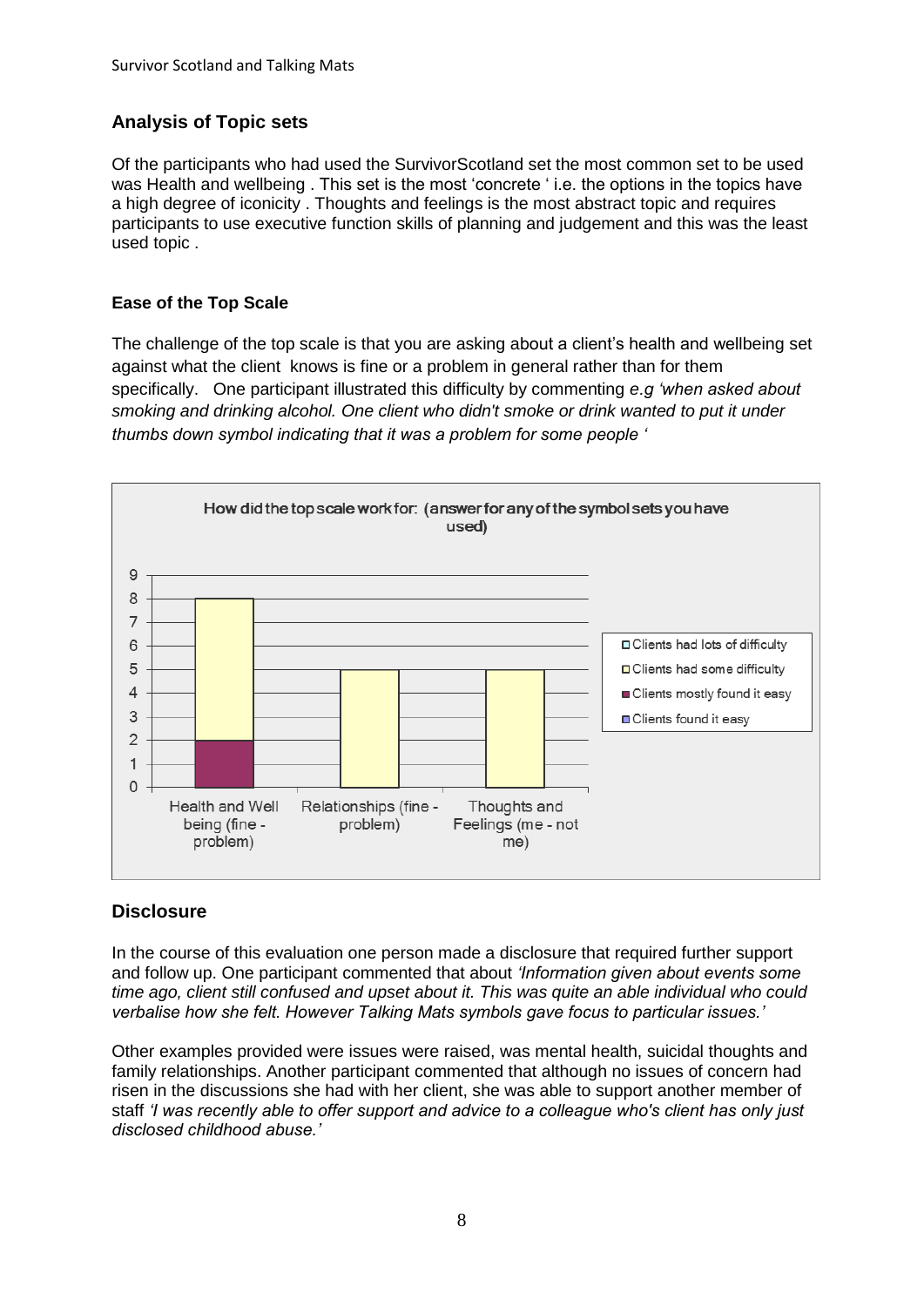## Analysis of Topic sets

Of the participants who had used the SurvivorScotland set the most common set to be used was Health and wellbeing . This set is the most 'concrete ' i.e. the options in the topics have a high degree of iconicity . Thoughts and feelings is the most abstract topic and requires participants to use executive function skills of planning and judgement and this was the least used topic .

### Ease of the Top Scale

The challenge of the top scale is that you are asking about a client's health and wellbeing set against what the client knows is fine or a problem in general rather than for them specifically. One participant illustrated this difficulty by commenting *e.g 'when asked about smoking and drinking alcohol. One client who didn't smoke or drink wanted to put it under thumbs down symbol indicating that it was a problem for some people '*

**How did the top scale work for: (answer for any of the symbol sets you have used)**

| | Clients had lots of difficulty | Clients had some difficulty | Clients mostly found it easy | Clients found it easy |
|---|---|---|---|---|
| Health and Well being (fine - problem) | 0 | 6 | 2 | 0 |
| Relationships (fine - problem) | 0 | 5 | 0 | 0 |
| Thoughts and Feelings (me - not me) | 0 | 5 | 0 | 0 |

## Disclosure

In the course of this evaluation one person made a disclosure that required further support and follow up. One participant commented that about *'Information given about events some time ago, client still confused and upset about it. This was quite an able individual who could verbalise how she felt. However Talking Mats symbols gave focus to particular issues.'*

Other examples provided were issues were raised, was mental health, suicidal thoughts and family relationships. Another participant commented that although no issues of concern had risen in the discussions she had with her client, she was able to support another member of staff *'I was recently able to offer support and advice to a colleague who's client has only just disclosed childhood abuse.'*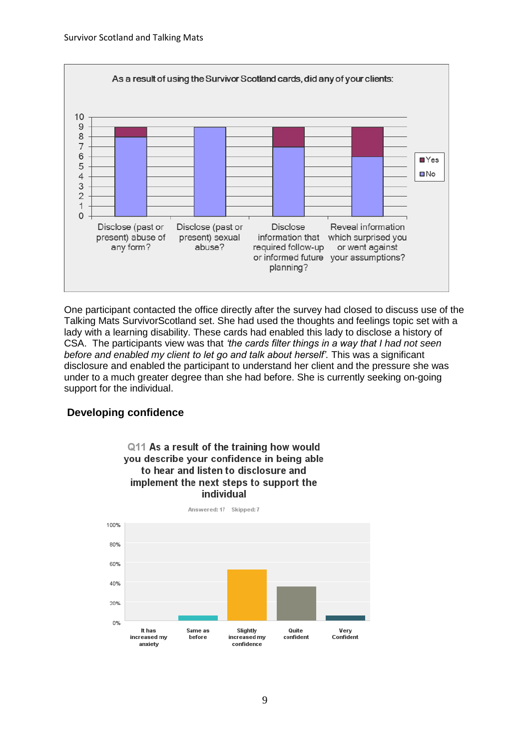As a result of using the Survivor Scotland cards, did any of your clients:

| | Yes | No |
|---|---|---|
| Disclose (past or present) abuse of any form? | 1 | 8 |
| Disclose (past or present) sexual abuse? | 0 | 9 |
| Disclose information that required follow-up or informed future planning? | 2 | 7 |
| Reveal information which surprised you or went against your assumptions? | 3 | 6 |

One participant contacted the office directly after the survey had closed to discuss use of the Talking Mats SurvivorScotland set. She had used the thoughts and feelings topic set with a lady with a learning disability. These cards had enabled this lady to disclose a history of CSA. The participants view was that *'the cards filter things in a way that I had not seen before and enabled my client to let go and talk about herself'.* This was a significant disclosure and enabled the participant to understand her client and the pressure she was under to a much greater degree than she had before. She is currently seeking on-going support for the individual.

## Developing confidence

**Q11 As a result of the training how would you describe your confidence in being able to hear and listen to disclosure and implement the next steps to support the individual**

Answered: 17 Skipped: 7

| Response | Approximate % |
|---|---|
| It has increased my anxiety | 0% |
| Same as before | ~6% |
| Slightly increased my confidence | ~53% |
| Quite confident | ~35% |
| Very Confident | ~6% |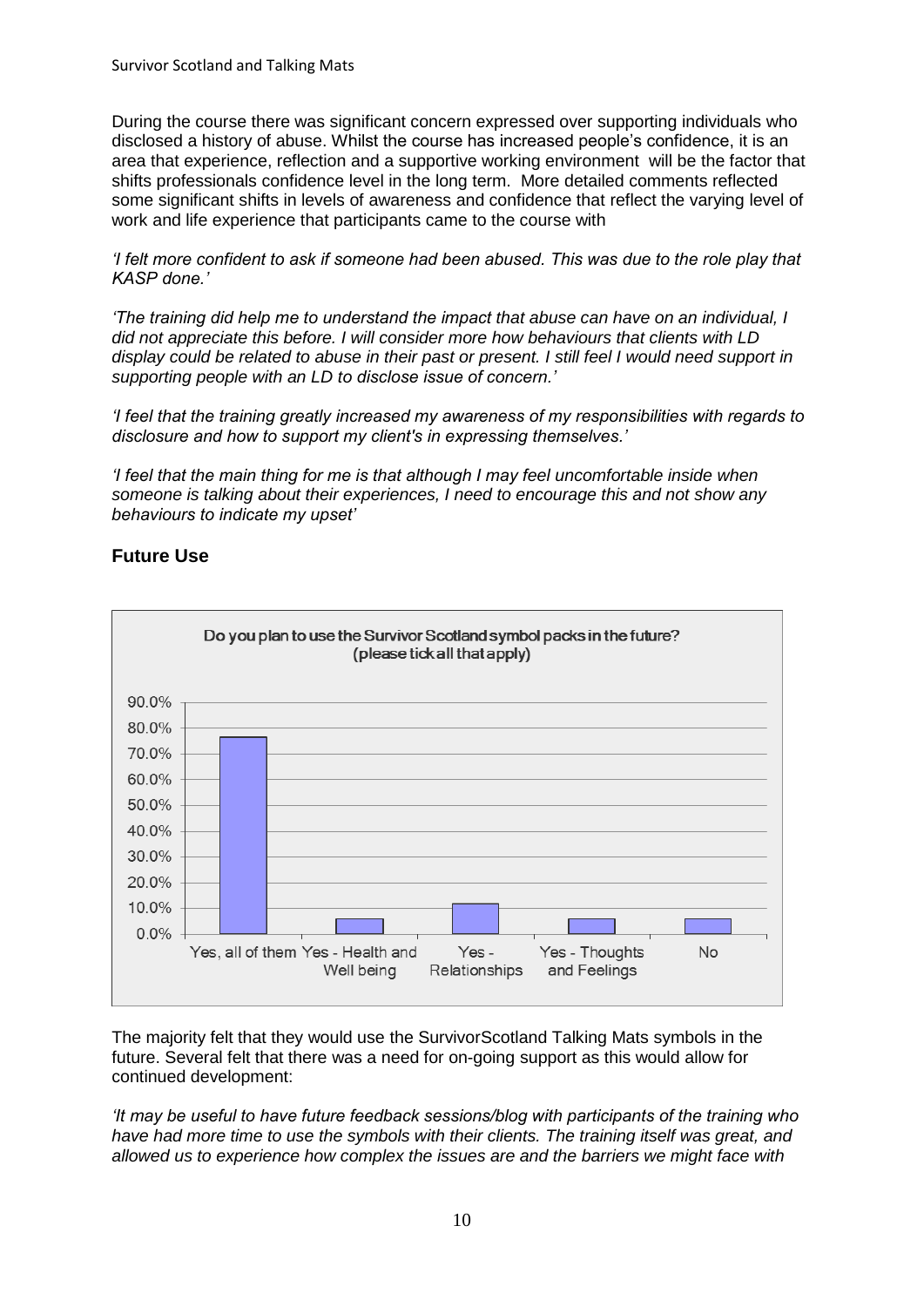During the course there was significant concern expressed over supporting individuals who disclosed a history of abuse. Whilst the course has increased people's confidence, it is an area that experience, reflection and a supportive working environment will be the factor that shifts professionals confidence level in the long term. More detailed comments reflected some significant shifts in levels of awareness and confidence that reflect the varying level of work and life experience that participants came to the course with

*'I felt more confident to ask if someone had been abused. This was due to the role play that KASP done.'*

*'The training did help me to understand the impact that abuse can have on an individual, I did not appreciate this before. I will consider more how behaviours that clients with LD display could be related to abuse in their past or present. I still feel I would need support in supporting people with an LD to disclose issue of concern.'*

*'I feel that the training greatly increased my awareness of my responsibilities with regards to disclosure and how to support my client's in expressing themselves.'*

*'I feel that the main thing for me is that although I may feel uncomfortable inside when someone is talking about their experiences, I need to encourage this and not show any behaviours to indicate my upset'*

## Future Use

**Do you plan to use the Survivor Scotland symbol packs in the future? (please tick all that apply)**

Yes, all of them | Yes - Health and Well being | Yes - Relationships | Yes - Thoughts and Feelings | No

The majority felt that they would use the SurvivorScotland Talking Mats symbols in the future. Several felt that there was a need for on-going support as this would allow for continued development:

*'It may be useful to have future feedback sessions/blog with participants of the training who have had more time to use the symbols with their clients. The training itself was great, and allowed us to experience how complex the issues are and the barriers we might face with*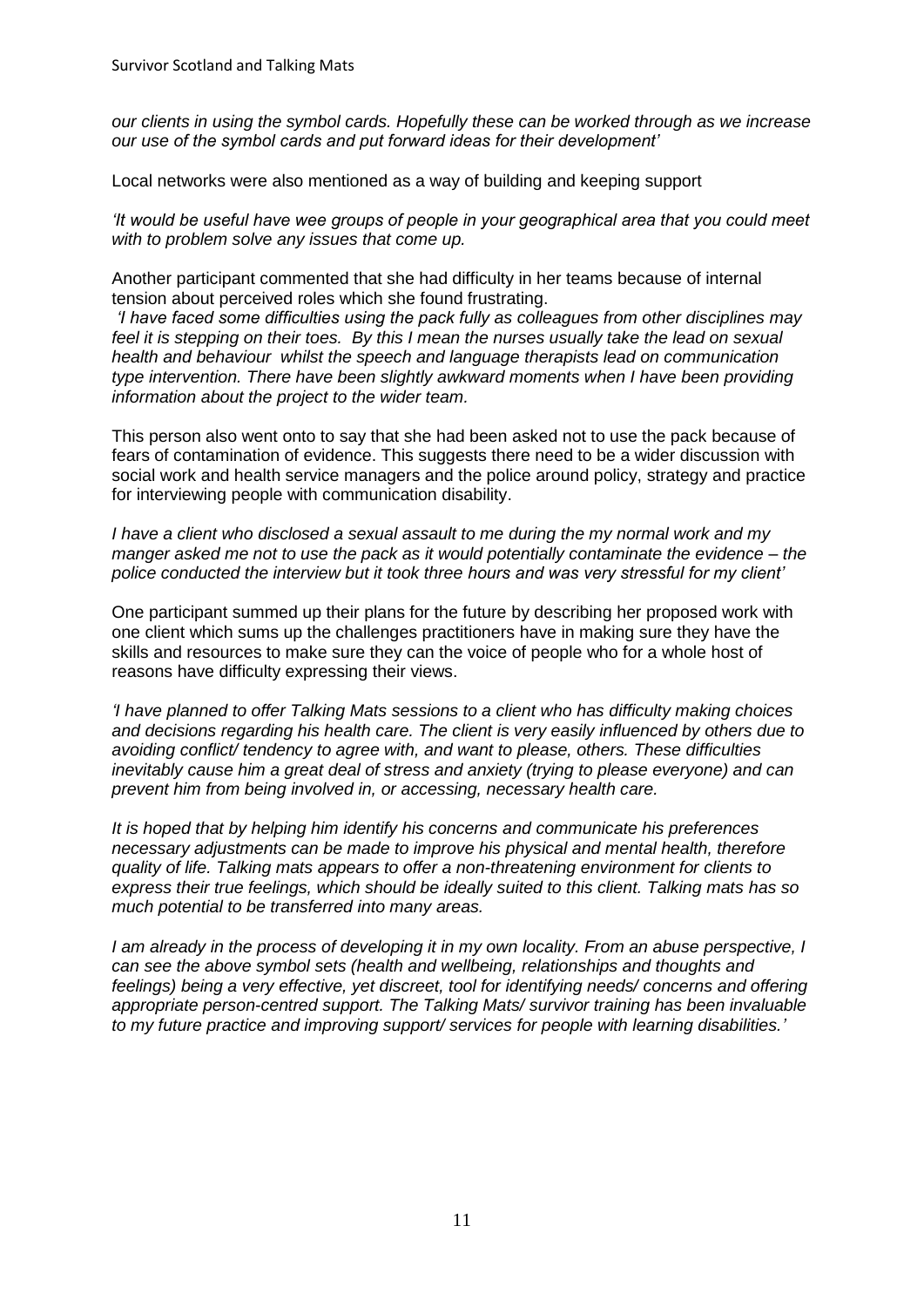*our clients in using the symbol cards. Hopefully these can be worked through as we increase our use of the symbol cards and put forward ideas for their development'*

Local networks were also mentioned as a way of building and keeping support

*'It would be useful have wee groups of people in your geographical area that you could meet with to problem solve any issues that come up.*

Another participant commented that she had difficulty in her teams because of internal tension about perceived roles which she found frustrating.

*'I have faced some difficulties using the pack fully as colleagues from other disciplines may feel it is stepping on their toes. By this I mean the nurses usually take the lead on sexual health and behaviour whilst the speech and language therapists lead on communication type intervention. There have been slightly awkward moments when I have been providing information about the project to the wider team.*

This person also went onto to say that she had been asked not to use the pack because of fears of contamination of evidence. This suggests there need to be a wider discussion with social work and health service managers and the police around policy, strategy and practice for interviewing people with communication disability.

*I have a client who disclosed a sexual assault to me during the my normal work and my manger asked me not to use the pack as it would potentially contaminate the evidence – the police conducted the interview but it took three hours and was very stressful for my client'*

One participant summed up their plans for the future by describing her proposed work with one client which sums up the challenges practitioners have in making sure they have the skills and resources to make sure they can the voice of people who for a whole host of reasons have difficulty expressing their views.

*'I have planned to offer Talking Mats sessions to a client who has difficulty making choices and decisions regarding his health care. The client is very easily influenced by others due to avoiding conflict/ tendency to agree with, and want to please, others. These difficulties inevitably cause him a great deal of stress and anxiety (trying to please everyone) and can prevent him from being involved in, or accessing, necessary health care.*

*It is hoped that by helping him identify his concerns and communicate his preferences necessary adjustments can be made to improve his physical and mental health, therefore quality of life. Talking mats appears to offer a non-threatening environment for clients to express their true feelings, which should be ideally suited to this client. Talking mats has so much potential to be transferred into many areas.*

*I am already in the process of developing it in my own locality. From an abuse perspective, I can see the above symbol sets (health and wellbeing, relationships and thoughts and feelings) being a very effective, yet discreet, tool for identifying needs/ concerns and offering appropriate person-centred support. The Talking Mats/ survivor training has been invaluable to my future practice and improving support/ services for people with learning disabilities.'*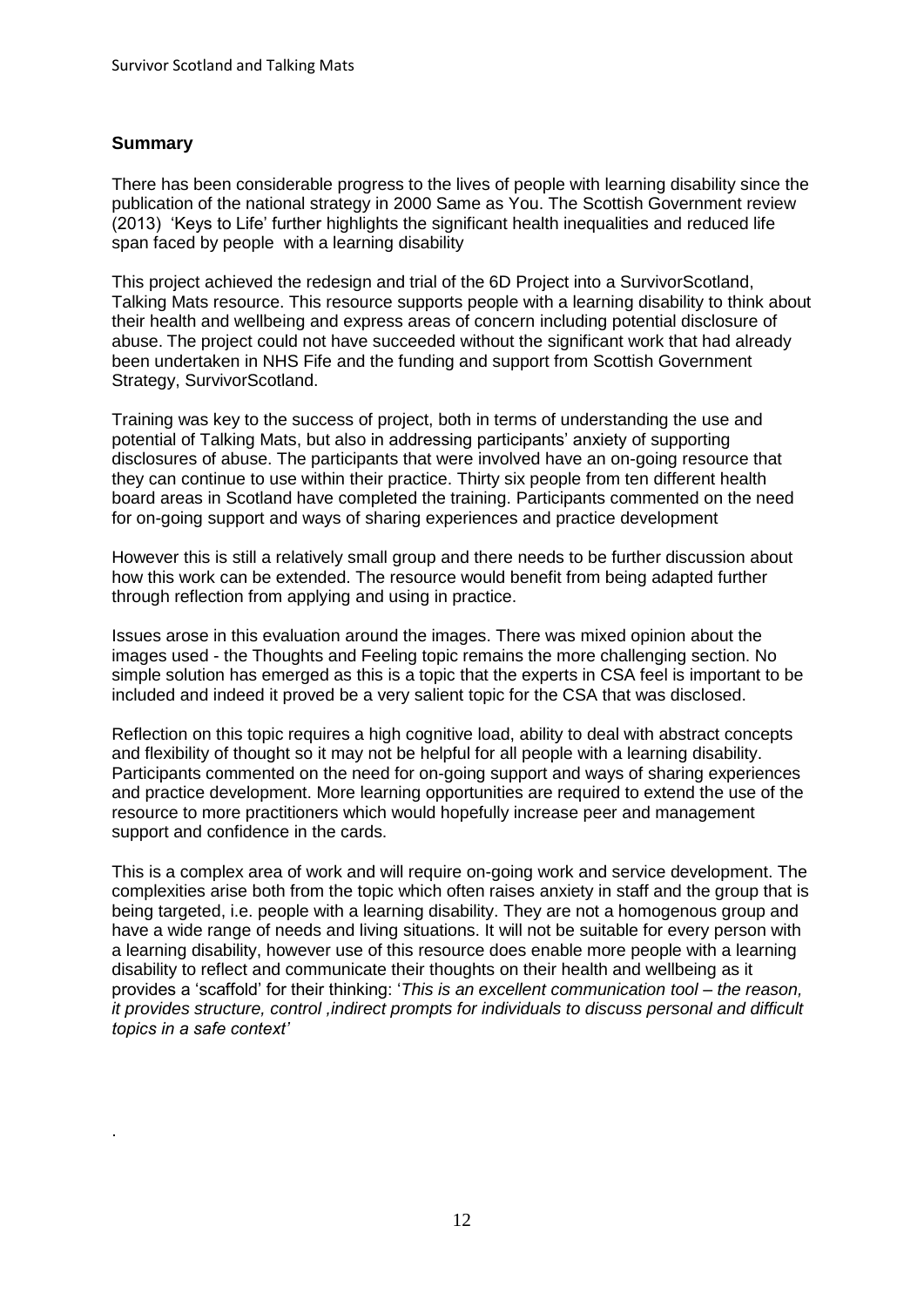## Summary

There has been considerable progress to the lives of people with learning disability since the publication of the national strategy in 2000 Same as You. The Scottish Government review (2013) 'Keys to Life' further highlights the significant health inequalities and reduced life span faced by people with a learning disability

This project achieved the redesign and trial of the 6D Project into a SurvivorScotland, Talking Mats resource. This resource supports people with a learning disability to think about their health and wellbeing and express areas of concern including potential disclosure of abuse. The project could not have succeeded without the significant work that had already been undertaken in NHS Fife and the funding and support from Scottish Government Strategy, SurvivorScotland.

Training was key to the success of project, both in terms of understanding the use and potential of Talking Mats, but also in addressing participants' anxiety of supporting disclosures of abuse. The participants that were involved have an on-going resource that they can continue to use within their practice. Thirty six people from ten different health board areas in Scotland have completed the training. Participants commented on the need for on-going support and ways of sharing experiences and practice development

However this is still a relatively small group and there needs to be further discussion about how this work can be extended. The resource would benefit from being adapted further through reflection from applying and using in practice.

Issues arose in this evaluation around the images. There was mixed opinion about the images used - the Thoughts and Feeling topic remains the more challenging section. No simple solution has emerged as this is a topic that the experts in CSA feel is important to be included and indeed it proved be a very salient topic for the CSA that was disclosed.

Reflection on this topic requires a high cognitive load, ability to deal with abstract concepts and flexibility of thought so it may not be helpful for all people with a learning disability. Participants commented on the need for on-going support and ways of sharing experiences and practice development. More learning opportunities are required to extend the use of the resource to more practitioners which would hopefully increase peer and management support and confidence in the cards.

This is a complex area of work and will require on-going work and service development. The complexities arise both from the topic which often raises anxiety in staff and the group that is being targeted, i.e. people with a learning disability. They are not a homogenous group and have a wide range of needs and living situations. It will not be suitable for every person with a learning disability, however use of this resource does enable more people with a learning disability to reflect and communicate their thoughts on their health and wellbeing as it provides a 'scaffold' for their thinking: '*This is an excellent communication tool – the reason, it provides structure, control ,indirect prompts for individuals to discuss personal and difficult topics in a safe context'*

.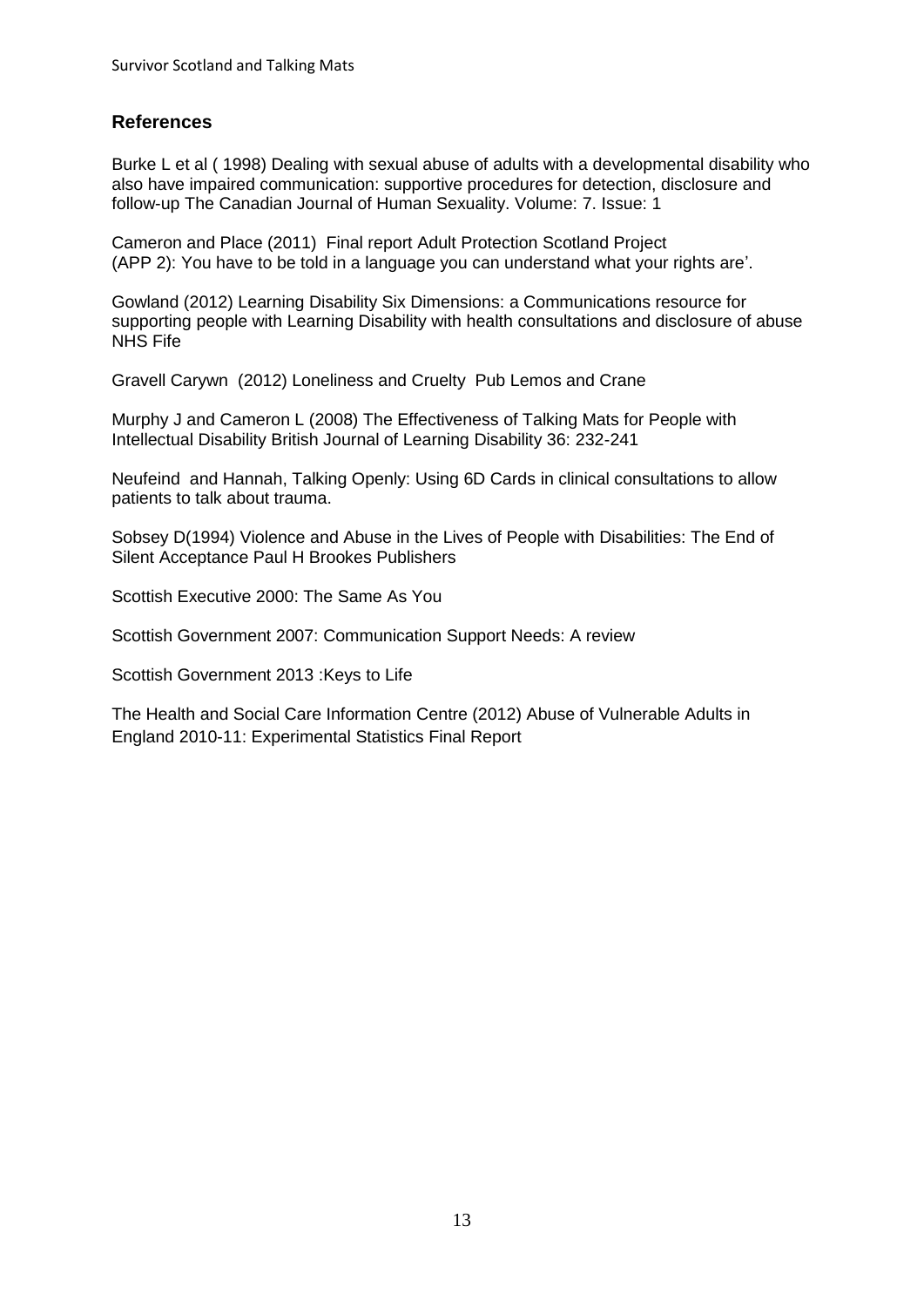## References

Burke L et al ( 1998) Dealing with sexual abuse of adults with a developmental disability who also have impaired communication: supportive procedures for detection, disclosure and follow-up The Canadian Journal of Human Sexuality. Volume: 7. Issue: 1

Cameron and Place (2011) Final report Adult Protection Scotland Project (APP 2): You have to be told in a language you can understand what your rights are'.

Gowland (2012) Learning Disability Six Dimensions: a Communications resource for supporting people with Learning Disability with health consultations and disclosure of abuse NHS Fife

Gravell Carywn (2012) Loneliness and Cruelty Pub Lemos and Crane

Murphy J and Cameron L (2008) The Effectiveness of Talking Mats for People with Intellectual Disability British Journal of Learning Disability 36: 232-241

Neufeind and Hannah, Talking Openly: Using 6D Cards in clinical consultations to allow patients to talk about trauma.

Sobsey D(1994) Violence and Abuse in the Lives of People with Disabilities: The End of Silent Acceptance Paul H Brookes Publishers

Scottish Executive 2000: The Same As You

Scottish Government 2007: Communication Support Needs: A review

Scottish Government 2013 :Keys to Life

The Health and Social Care Information Centre (2012) Abuse of Vulnerable Adults in England 2010-11: Experimental Statistics Final Report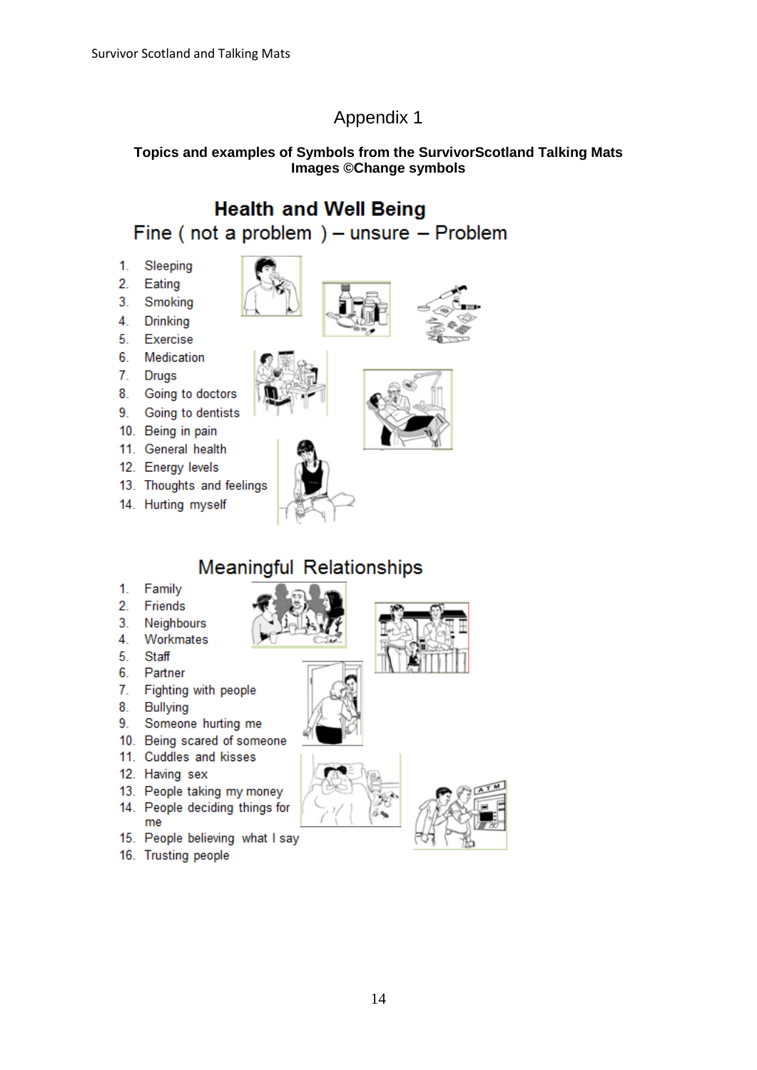# Appendix 1

**Topics and examples of Symbols from the SurvivorScotland Talking Mats Images ©Change symbols**

## Health and Well Being

Fine ( not a problem ) – unsure – Problem

1. Sleeping
2. Eating
3. Smoking
4. Drinking
5. Exercise
6. Medication
7. Drugs
8. Going to doctors
9. Going to dentists
10. Being in pain
11. General health
12. Energy levels
13. Thoughts and feelings
14. Hurting myself

## Meaningful Relationships

1. Family
2. Friends
3. Neighbours
4. Workmates
5. Staff
6. Partner
7. Fighting with people
8. Bullying
9. Someone hurting me
10. Being scared of someone
11. Cuddles and kisses
12. Having sex
13. People taking my money
14. People deciding things for me
15. People believing what I say
16. Trusting people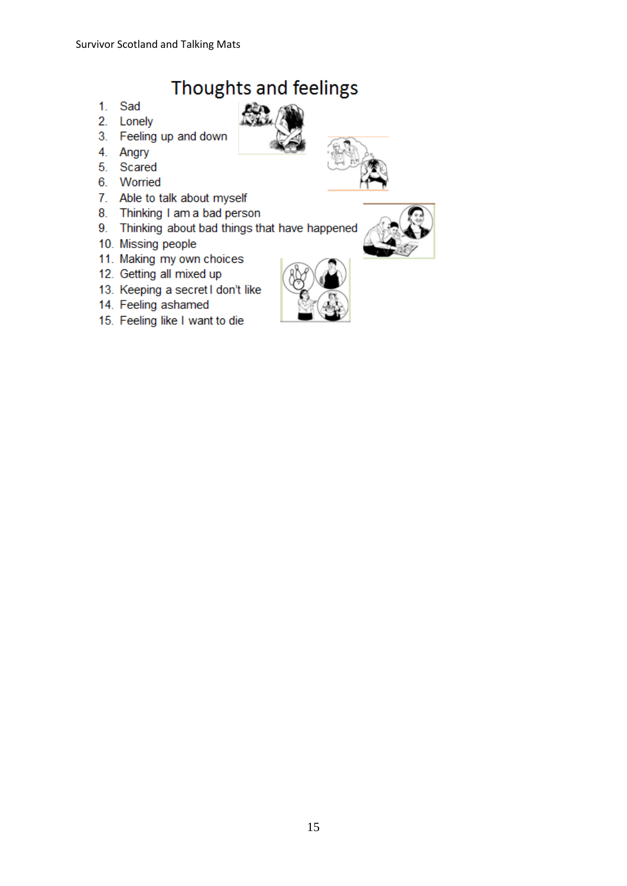# Thoughts and feelings

1. Sad
2. Lonely
3. Feeling up and down
4. Angry
5. Scared
6. Worried
7. Able to talk about myself
8. Thinking I am a bad person
9. Thinking about bad things that have happened
10. Missing people
11. Making my own choices
12. Getting all mixed up
13. Keeping a secret I don't like
14. Feeling ashamed
15. Feeling like I want to die